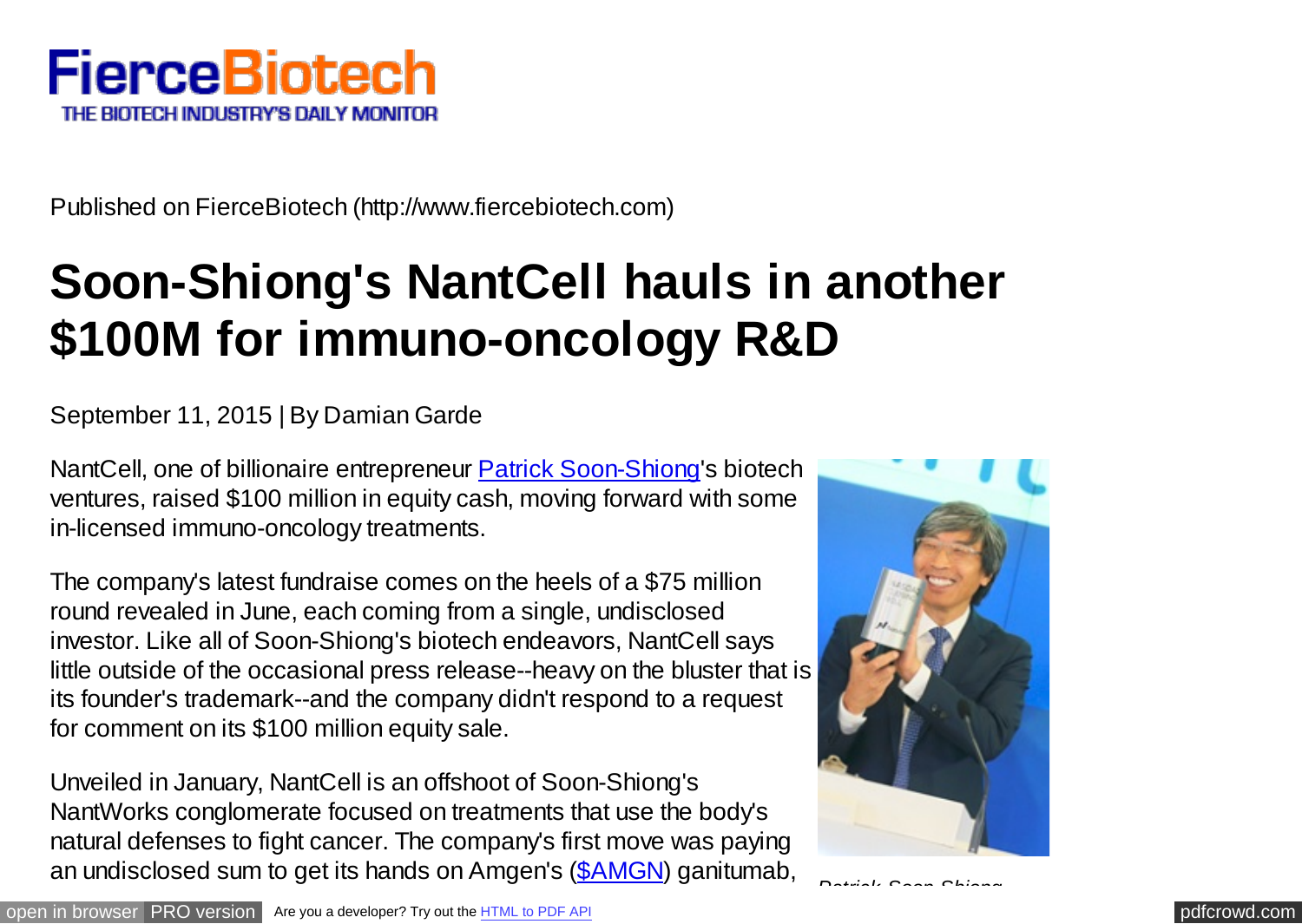FierceBiotech
THE BIOTECH INDUSTRY'S DAILY MONITOR

Published on FierceBiotech (http://www.fiercebiotech.com)

# Soon-Shiong's NantCell hauls in another $100M for immuno-oncology R&D

September 11, 2015 | By Damian Garde

NantCell, one of billionaire entrepreneur Patrick Soon-Shiong's biotech ventures, raised $100 million in equity cash, moving forward with some in-licensed immuno-oncology treatments.

The company's latest fundraise comes on the heels of a $75 million round revealed in June, each coming from a single, undisclosed investor. Like all of Soon-Shiong's biotech endeavors, NantCell says little outside of the occasional press release--heavy on the bluster that is its founder's trademark--and the company didn't respond to a request for comment on its $100 million equity sale.

Unveiled in January, NantCell is an offshoot of Soon-Shiong's NantWorks conglomerate focused on treatments that use the body's natural defenses to fight cancer. The company's first move was paying an undisclosed sum to get its hands on Amgen's ($AMGN) ganitumab,

Patrick Soon-Shiong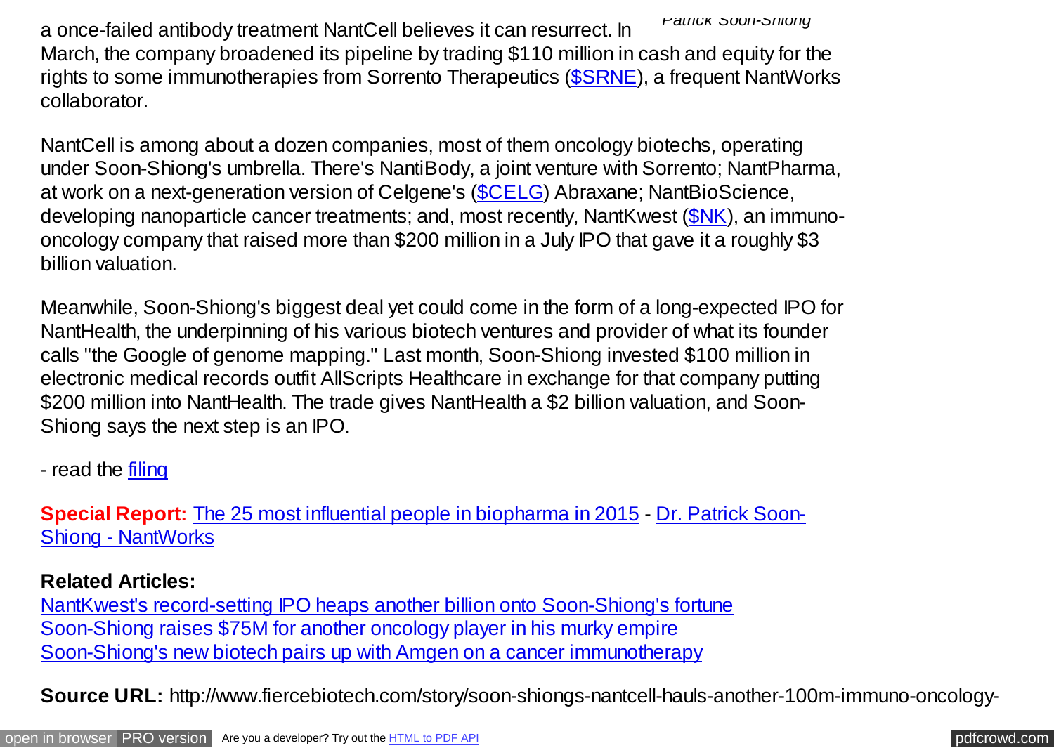*Patrick Soon-Shiong*

a once-failed antibody treatment NantCell believes it can resurrect. In March, the company broadened its pipeline by trading $110 million in cash and equity for the rights to some immunotherapies from Sorrento Therapeutics ($SRNE), a frequent NantWorks collaborator.

NantCell is among about a dozen companies, most of them oncology biotechs, operating under Soon-Shiong's umbrella. There's NantiBody, a joint venture with Sorrento; NantPharma, at work on a next-generation version of Celgene's ($CELG) Abraxane; NantBioScience, developing nanoparticle cancer treatments; and, most recently, NantKwest ($NK), an immuno-oncology company that raised more than $200 million in a July IPO that gave it a roughly $3 billion valuation.

Meanwhile, Soon-Shiong's biggest deal yet could come in the form of a long-expected IPO for NantHealth, the underpinning of his various biotech ventures and provider of what its founder calls "the Google of genome mapping." Last month, Soon-Shiong invested $100 million in electronic medical records outfit AllScripts Healthcare in exchange for that company putting $200 million into NantHealth. The trade gives NantHealth a $2 billion valuation, and Soon-Shiong says the next step is an IPO.

- read the filing

**Special Report:** The 25 most influential people in biopharma in 2015 - Dr. Patrick Soon-Shiong - NantWorks

**Related Articles:**

NantKwest's record-setting IPO heaps another billion onto Soon-Shiong's fortune
Soon-Shiong raises $75M for another oncology player in his murky empire
Soon-Shiong's new biotech pairs up with Amgen on a cancer immunotherapy

**Source URL:** http://www.fiercebiotech.com/story/soon-shiongs-nantcell-hauls-another-100m-immuno-oncology-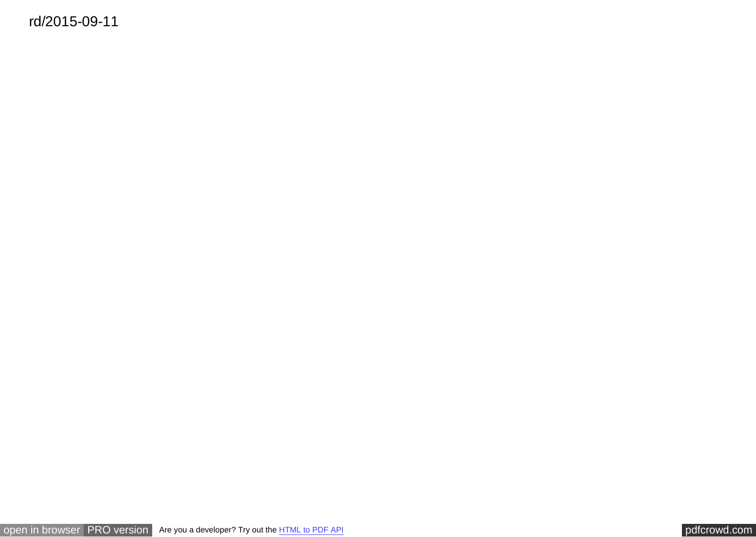rd/2015-09-11